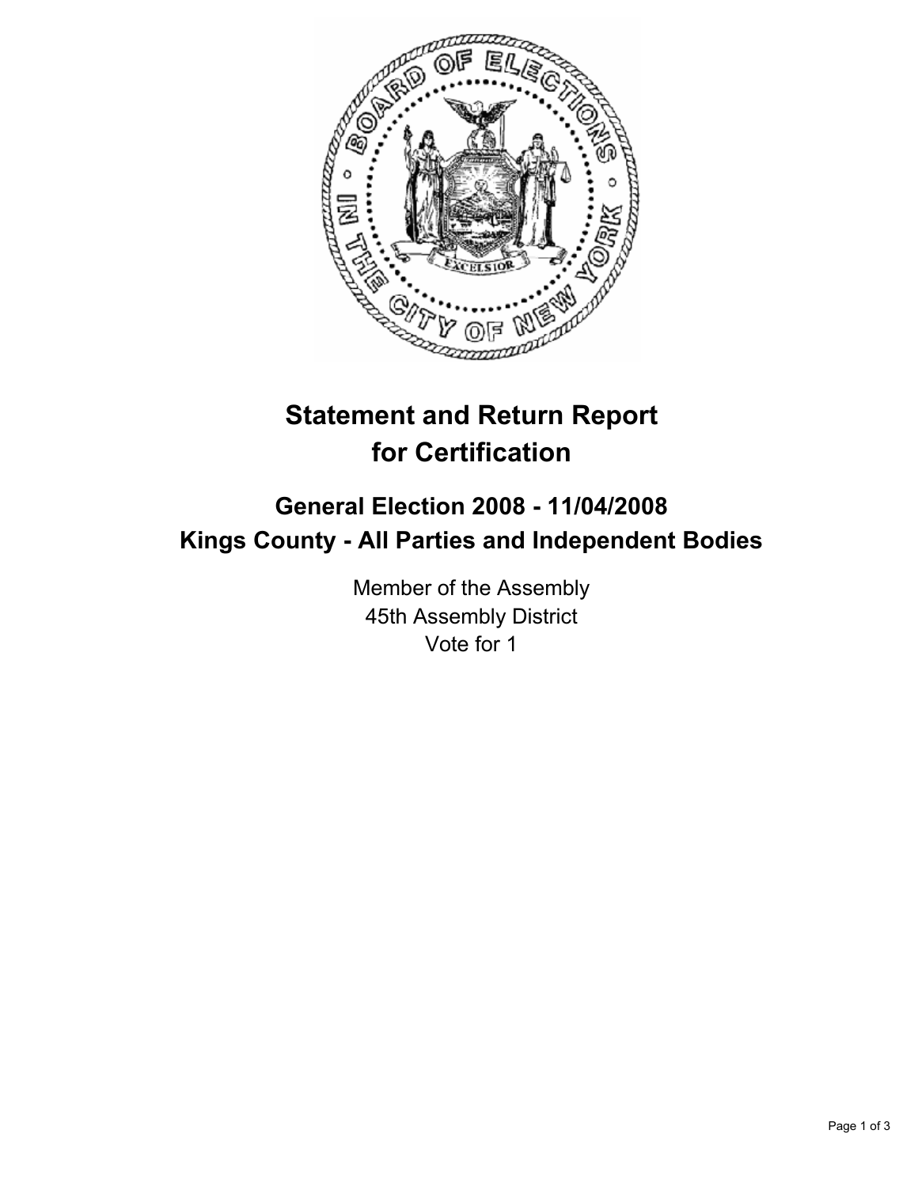# Statement and Return Report for Certification

## General Election 2008 - 11/04/2008
## Kings County - All Parties and Independent Bodies

Member of the Assembly
45th Assembly District
Vote for 1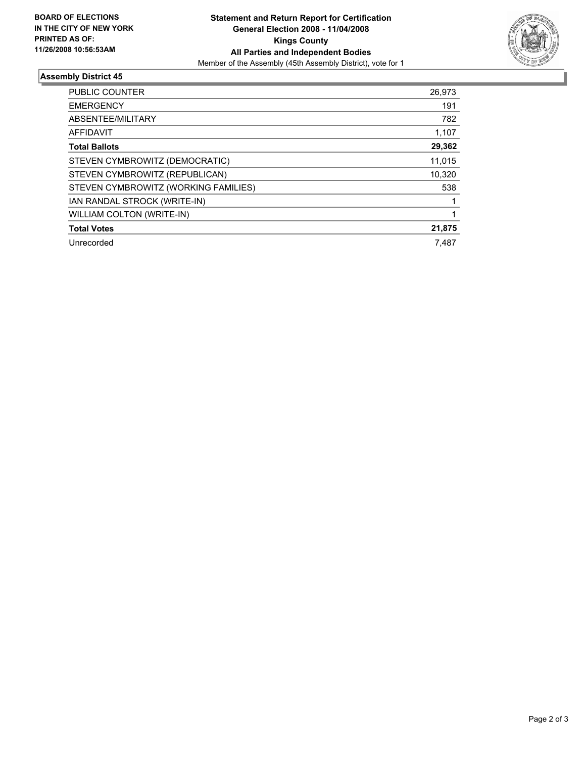**BOARD OF ELECTIONS IN THE CITY OF NEW YORK PRINTED AS OF: 11/26/2008 10:56:53AM**

**Statement and Return Report for Certification**
**General Election 2008 - 11/04/2008**
**Kings County**
**All Parties and Independent Bodies**
Member of the Assembly (45th Assembly District), vote for 1

## Assembly District 45

| | |
|---|---|
| PUBLIC COUNTER | 26,973 |
| EMERGENCY | 191 |
| ABSENTEE/MILITARY | 782 |
| AFFIDAVIT | 1,107 |
| **Total Ballots** | **29,362** |
| STEVEN CYMBROWITZ (DEMOCRATIC) | 11,015 |
| STEVEN CYMBROWITZ (REPUBLICAN) | 10,320 |
| STEVEN CYMBROWITZ (WORKING FAMILIES) | 538 |
| IAN RANDAL STROCK (WRITE-IN) | 1 |
| WILLIAM COLTON (WRITE-IN) | 1 |
| **Total Votes** | **21,875** |
| Unrecorded | 7,487 |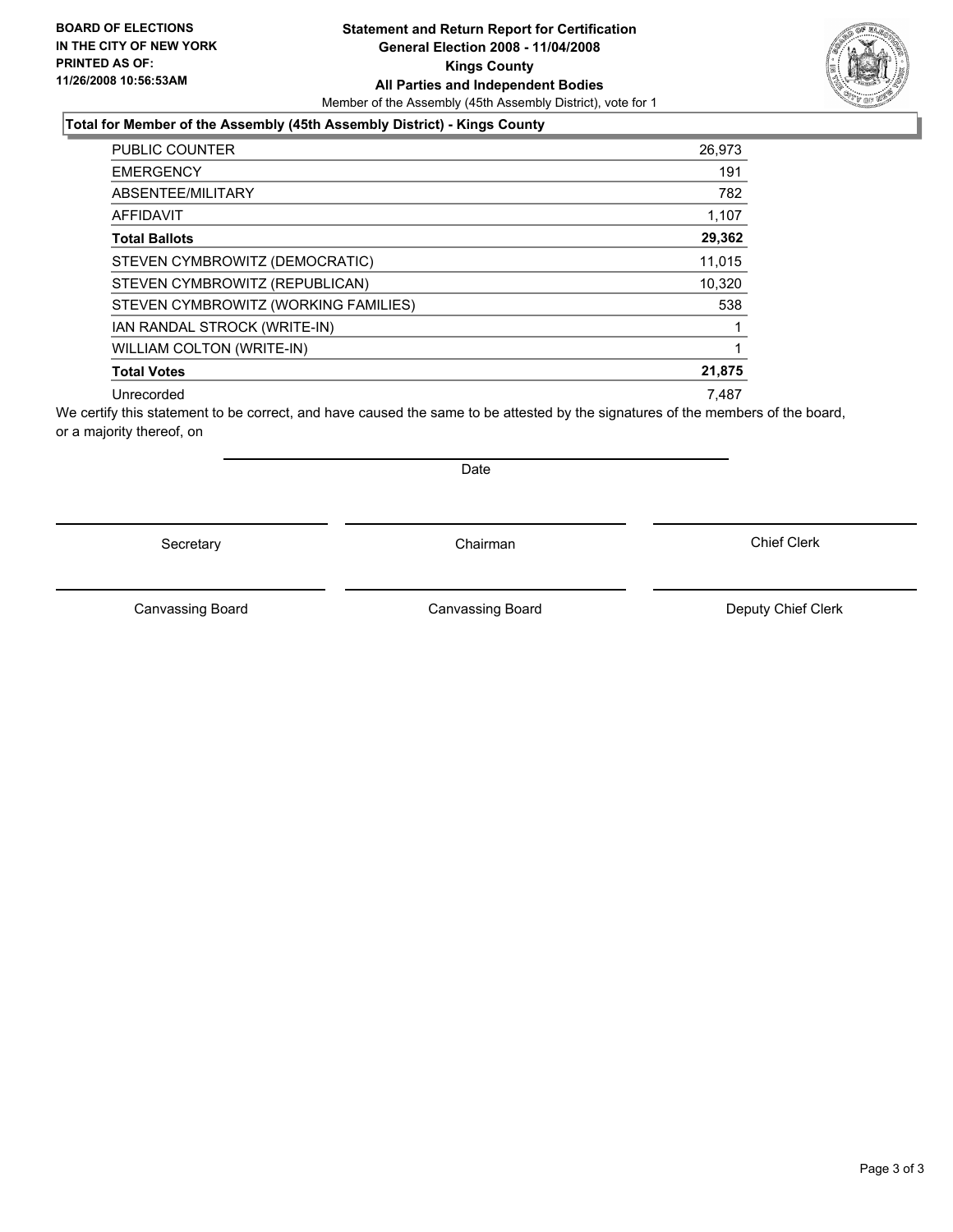**BOARD OF ELECTIONS IN THE CITY OF NEW YORK PRINTED AS OF: 11/26/2008 10:56:53AM**

**Statement and Return Report for Certification**
**General Election 2008 - 11/04/2008**
**Kings County**
**All Parties and Independent Bodies**
Member of the Assembly (45th Assembly District), vote for 1

### Total for Member of the Assembly (45th Assembly District) - Kings County

| | |
|---|---|
| PUBLIC COUNTER | 26,973 |
| EMERGENCY | 191 |
| ABSENTEE/MILITARY | 782 |
| AFFIDAVIT | 1,107 |
| **Total Ballots** | **29,362** |
| STEVEN CYMBROWITZ (DEMOCRATIC) | 11,015 |
| STEVEN CYMBROWITZ (REPUBLICAN) | 10,320 |
| STEVEN CYMBROWITZ (WORKING FAMILIES) | 538 |
| IAN RANDAL STROCK (WRITE-IN) | 1 |
| WILLIAM COLTON (WRITE-IN) | 1 |
| **Total Votes** | **21,875** |
| Unrecorded | 7,487 |

We certify this statement to be correct, and have caused the same to be attested by the signatures of the members of the board, or a majority thereof, on

Date

Secretary | Chairman | Chief Clerk

Canvassing Board | Canvassing Board | Deputy Chief Clerk